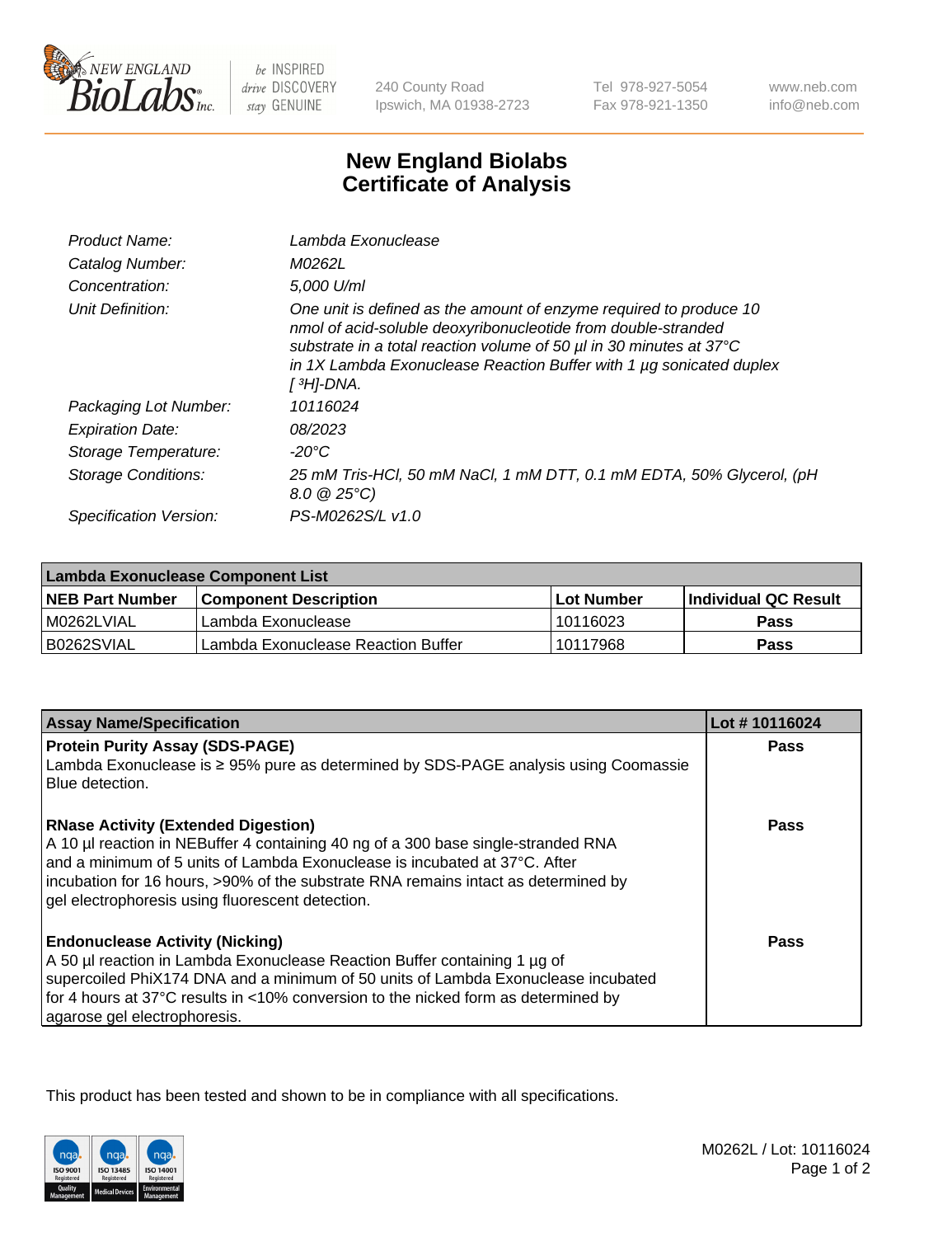# New England Biolabs Certificate of Analysis

| | |
|---|---|
| *Product Name:* | *Lambda Exonuclease* |
| *Catalog Number:* | *M0262L* |
| *Concentration:* | *5,000 U/ml* |
| *Unit Definition:* | *One unit is defined as the amount of enzyme required to produce 10 nmol of acid-soluble deoxyribonucleotide from double-stranded substrate in a total reaction volume of 50 µl in 30 minutes at 37°C in 1X Lambda Exonuclease Reaction Buffer with 1 µg sonicated duplex [ $^{3}H$]-DNA.* |
| *Packaging Lot Number:* | *10116024* |
| *Expiration Date:* | *08/2023* |
| *Storage Temperature:* | *-20°C* |
| *Storage Conditions:* | *25 mM Tris-HCl, 50 mM NaCl, 1 mM DTT, 0.1 mM EDTA, 50% Glycerol, (pH 8.0 @ 25°C)* |
| *Specification Version:* | *PS-M0262S/L v1.0* |

| Lambda Exonuclease Component List | | | |
|---|---|---|---|
| **NEB Part Number** | **Component Description** | **Lot Number** | **Individual QC Result** |
| M0262LVIAL | Lambda Exonuclease | 10116023 | **Pass** |
| B0262SVIAL | Lambda Exonuclease Reaction Buffer | 10117968 | **Pass** |

| Assay Name/Specification | Lot # 10116024 |
|---|---|
| **Protein Purity Assay (SDS-PAGE)**<br>Lambda Exonuclease is ≥ 95% pure as determined by SDS-PAGE analysis using Coomassie Blue detection. | **Pass** |
| **RNase Activity (Extended Digestion)**<br>A 10 µl reaction in NEBuffer 4 containing 40 ng of a 300 base single-stranded RNA and a minimum of 5 units of Lambda Exonuclease is incubated at 37°C. After incubation for 16 hours, >90% of the substrate RNA remains intact as determined by gel electrophoresis using fluorescent detection. | **Pass** |
| **Endonuclease Activity (Nicking)**<br>A 50 µl reaction in Lambda Exonuclease Reaction Buffer containing 1 µg of supercoiled PhiX174 DNA and a minimum of 50 units of Lambda Exonuclease incubated for 4 hours at 37°C results in <10% conversion to the nicked form as determined by agarose gel electrophoresis. | **Pass** |

This product has been tested and shown to be in compliance with all specifications.

M0262L / Lot: 10116024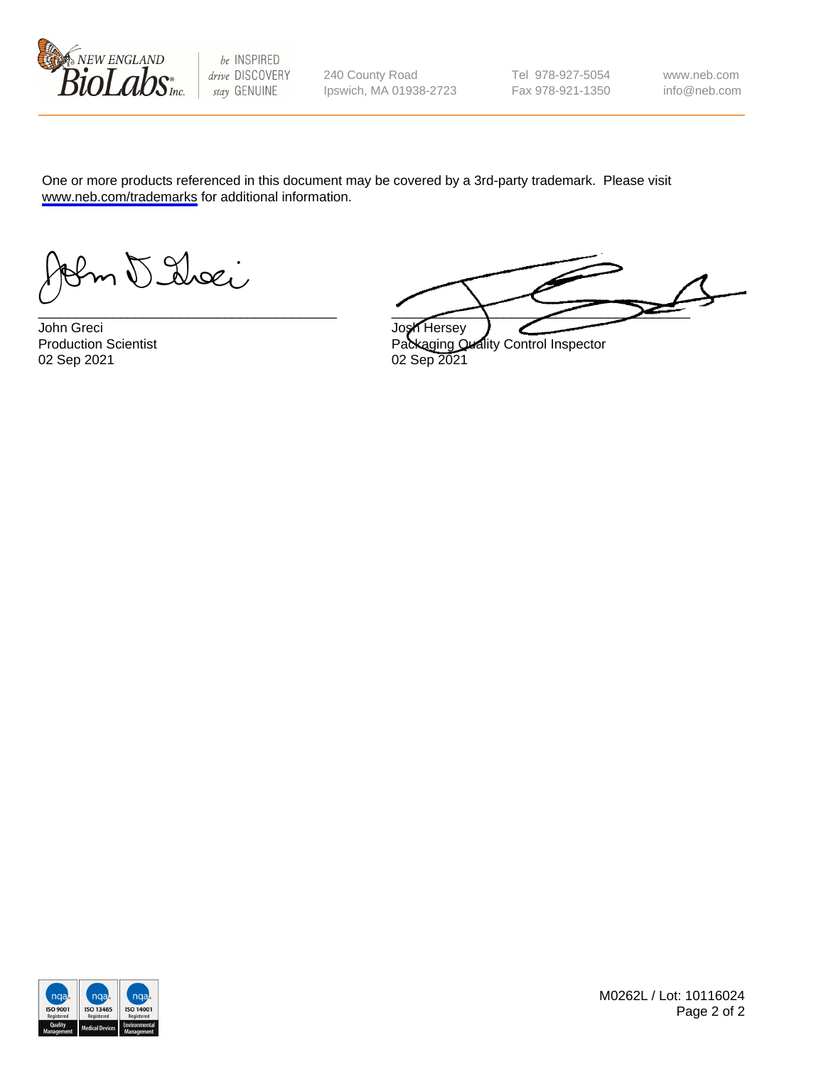One or more products referenced in this document may be covered by a 3rd-party trademark. Please visit www.neb.com/trademarks for additional information.

John Greci
Production Scientist
02 Sep 2021

Josh Hersey
Packaging Quality Control Inspector
02 Sep 2021

M0262L / Lot: 10116024